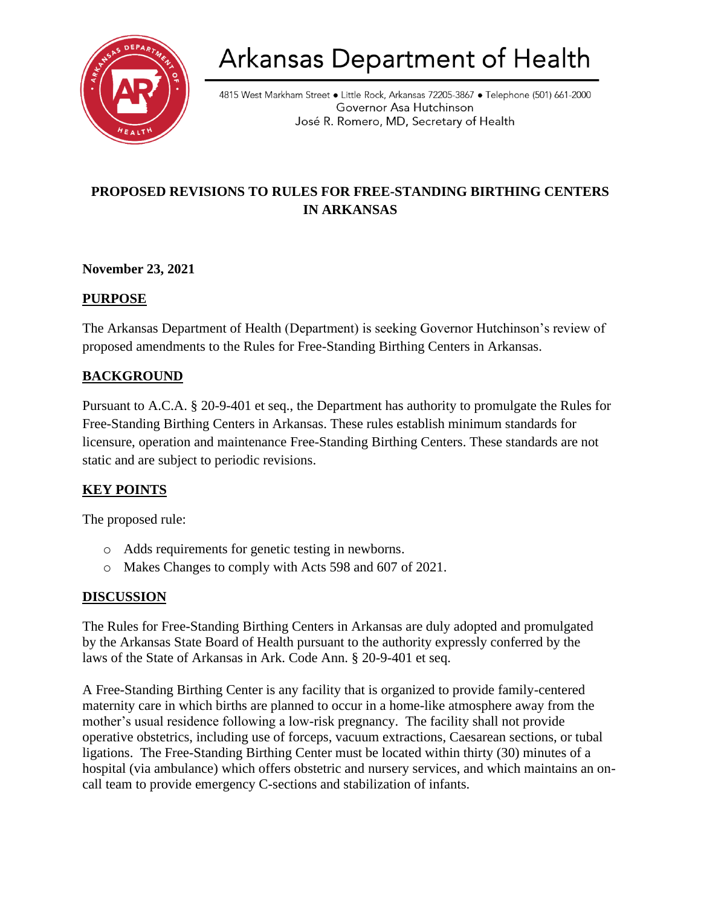# Arkansas Department of Health

4815 West Markham Street ● Little Rock, Arkansas 72205-3867 ● Telephone (501) 661-2000
Governor Asa Hutchinson
José R. Romero, MD, Secretary of Health

## PROPOSED REVISIONS TO RULES FOR FREE-STANDING BIRTHING CENTERS IN ARKANSAS

**November 23, 2021**

**PURPOSE**

The Arkansas Department of Health (Department) is seeking Governor Hutchinson's review of proposed amendments to the Rules for Free-Standing Birthing Centers in Arkansas.

**BACKGROUND**

Pursuant to A.C.A. § 20-9-401 et seq., the Department has authority to promulgate the Rules for Free-Standing Birthing Centers in Arkansas. These rules establish minimum standards for licensure, operation and maintenance Free-Standing Birthing Centers. These standards are not static and are subject to periodic revisions.

**KEY POINTS**

The proposed rule:

- Adds requirements for genetic testing in newborns.
- Makes Changes to comply with Acts 598 and 607 of 2021.

**DISCUSSION**

The Rules for Free-Standing Birthing Centers in Arkansas are duly adopted and promulgated by the Arkansas State Board of Health pursuant to the authority expressly conferred by the laws of the State of Arkansas in Ark. Code Ann. § 20-9-401 et seq.

A Free-Standing Birthing Center is any facility that is organized to provide family-centered maternity care in which births are planned to occur in a home-like atmosphere away from the mother's usual residence following a low-risk pregnancy. The facility shall not provide operative obstetrics, including use of forceps, vacuum extractions, Caesarean sections, or tubal ligations. The Free-Standing Birthing Center must be located within thirty (30) minutes of a hospital (via ambulance) which offers obstetric and nursery services, and which maintains an on-call team to provide emergency C-sections and stabilization of infants.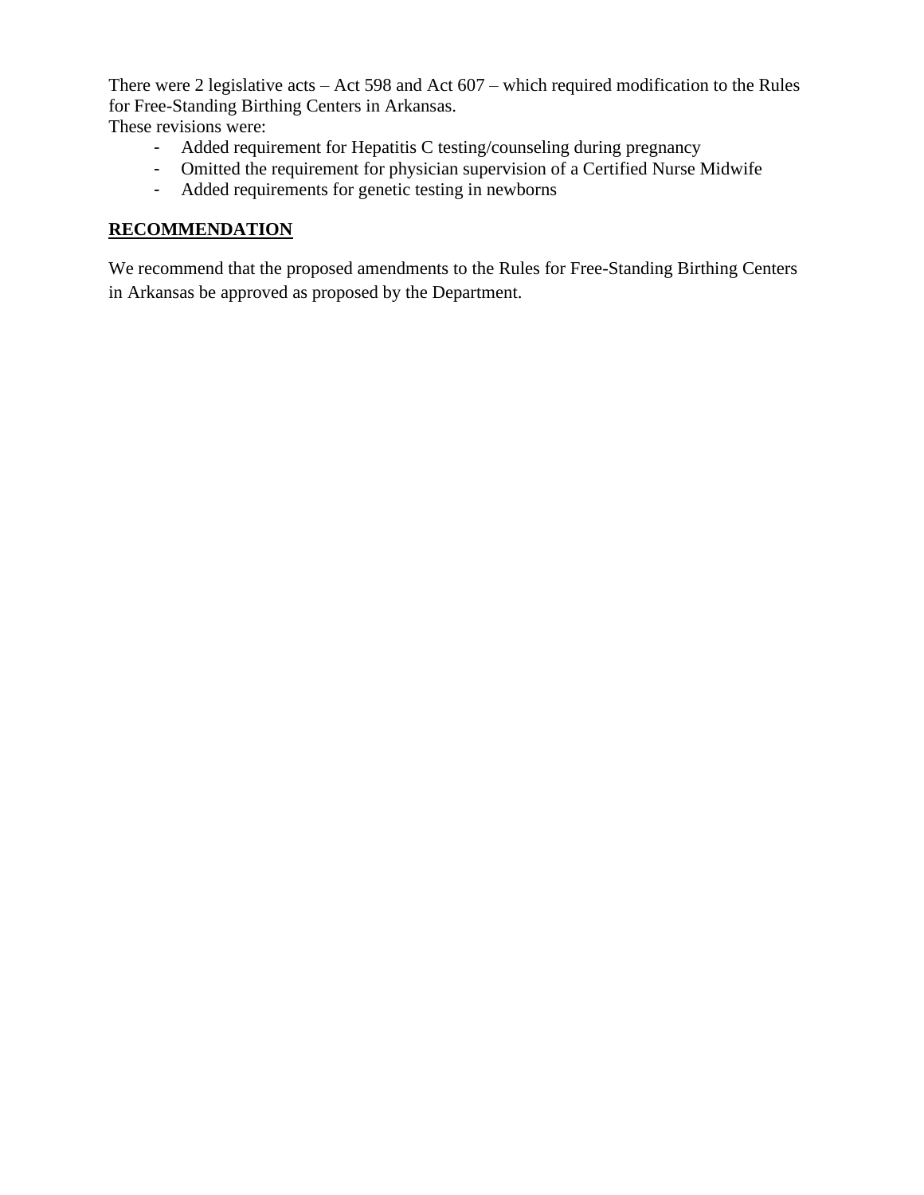There were 2 legislative acts – Act 598 and Act 607 – which required modification to the Rules for Free-Standing Birthing Centers in Arkansas.
These revisions were:

- Added requirement for Hepatitis C testing/counseling during pregnancy
- Omitted the requirement for physician supervision of a Certified Nurse Midwife
- Added requirements for genetic testing in newborns

**RECOMMENDATION**

We recommend that the proposed amendments to the Rules for Free-Standing Birthing Centers in Arkansas be approved as proposed by the Department.